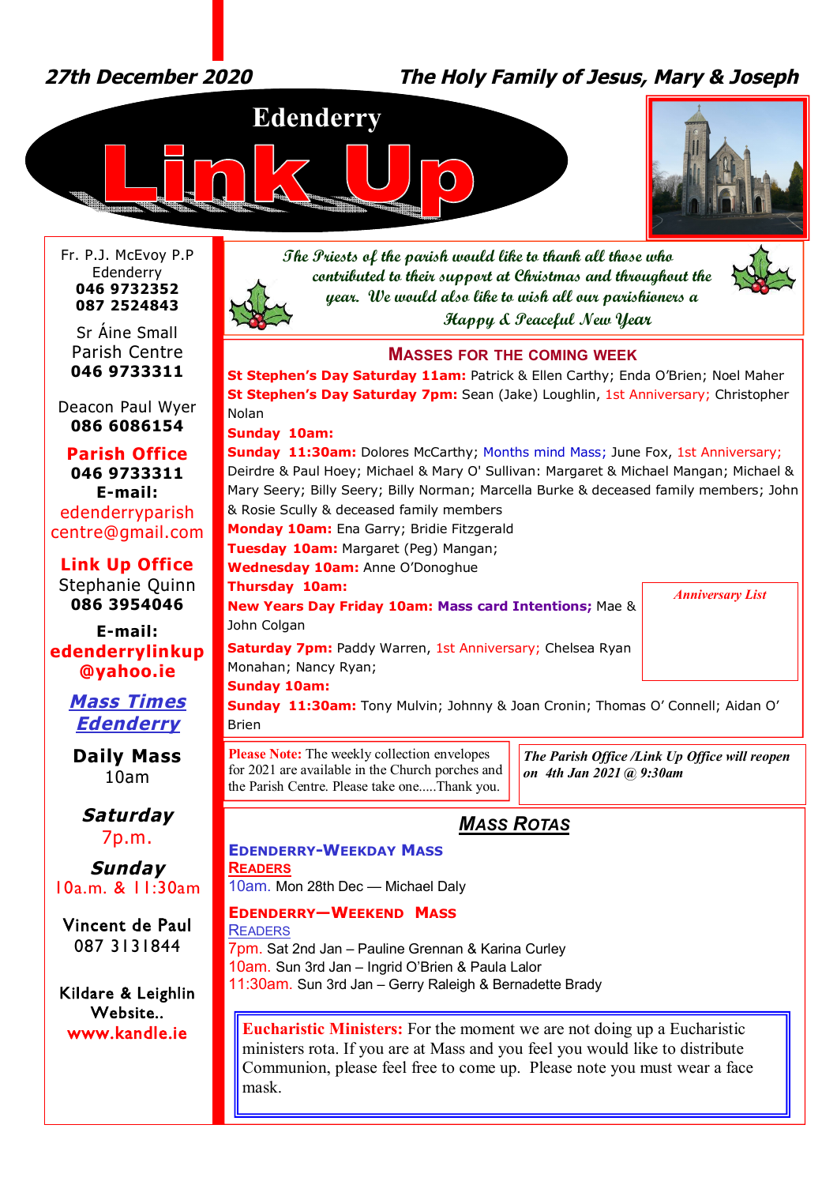*27th December 2020* *The Holy Family of Jesus, Mary & Joseph*

# Edenderry Link Up

Fr. P.J. McEvoy P.P
Edenderry
**046 9732352**
**087 2524843**

Sr Áine Small
Parish Centre
**046 9733311**

Deacon Paul Wyer
**086 6086154**

**Parish Office**
**046 9733311**
**E-mail:**
edenderryparish
centre@gmail.com

**Link Up Office**
Stephanie Quinn
**086 3954046**

**E-mail:**
**edenderrylinkup @yahoo.ie**

***Mass Times Edenderry***

**Daily Mass**
10am

***Saturday***
7p.m.

***Sunday***
10a.m. & 11:30am

Vincent de Paul
087 3131844

Kildare & Leighlin Website..
**www.kandle.ie**

*The Priests of the parish would like to thank all those who contributed to their support at Christmas and throughout the year. We would also like to wish all our parishioners a Happy & Peaceful New Year*

## Masses for the Coming Week

**St Stephen's Day Saturday 11am:** Patrick & Ellen Carthy; Enda O'Brien; Noel Maher
**St Stephen's Day Saturday 7pm:** Sean (Jake) Loughlin, 1st Anniversary; Christopher Nolan
**Sunday 10am:**
**Sunday 11:30am:** Dolores McCarthy; Months mind Mass; June Fox, 1st Anniversary; Deirdre & Paul Hoey; Michael & Mary O' Sullivan: Margaret & Michael Mangan; Michael & Mary Seery; Billy Seery; Billy Norman; Marcella Burke & deceased family members; John & Rosie Scully & deceased family members
**Monday 10am:** Ena Garry; Bridie Fitzgerald
**Tuesday 10am:** Margaret (Peg) Mangan;
**Wednesday 10am:** Anne O'Donoghue
**Thursday 10am:**
**New Years Day Friday 10am:** **Mass card Intentions;** Mae & John Colgan
**Saturday 7pm:** Paddy Warren, 1st Anniversary; Chelsea Ryan Monahan; Nancy Ryan;
**Sunday 10am:**
**Sunday 11:30am:** Tony Mulvin; Johnny & Joan Cronin; Thomas O' Connell; Aidan O' Brien

*Anniversary List*

**Please Note:** The weekly collection envelopes for 2021 are available in the Church porches and the Parish Centre. Please take one.....Thank you.

***The Parish Office /Link Up Office will reopen on 4th Jan 2021 @ 9:30am***

## *Mass Rotas*

### Edenderry-Weekday Mass

**Readers**
10am. Mon 28th Dec — Michael Daly

### Edenderry—Weekend Mass

Readers
7pm. Sat 2nd Jan – Pauline Grennan & Karina Curley
10am. Sun 3rd Jan – Ingrid O'Brien & Paula Lalor
11:30am. Sun 3rd Jan – Gerry Raleigh & Bernadette Brady

**Eucharistic Ministers:** For the moment we are not doing up a Eucharistic ministers rota. If you are at Mass and you feel you would like to distribute Communion, please feel free to come up. Please note you must wear a face mask.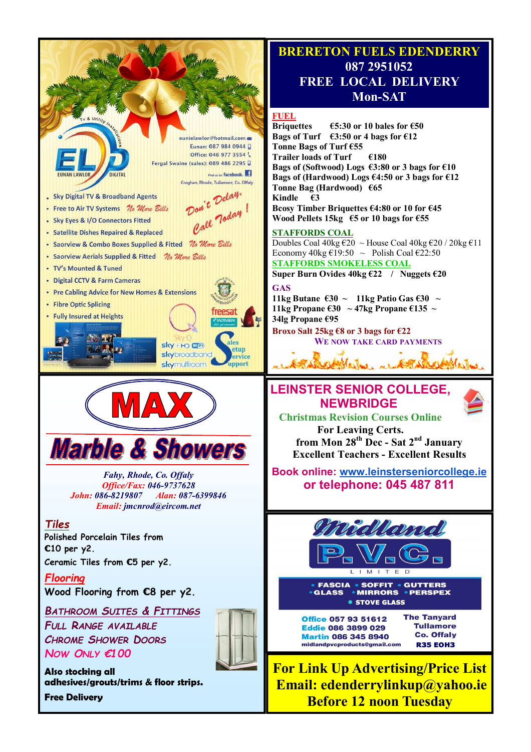## EL D — Eunan Lawlor Digital

TV & Utility Installations

eunielawlor@hotmail.com
Eunan: 087 984 0944
Office: 046 977 3554
Fergal Swaine (sales): 089 486 2295
Find us on facebook
Croghan, Rhode, Tullamore, Co. Offaly

- Sky Digital TV & Broadband Agents
- Free to Air TV Systems *No More Bills*
- Sky Eyes & I/O Connectors Fitted
- Satellite Dishes Repaired & Replaced
- Saorview & Combo Boxes Supplied & Fitted *No More Bills*
- Saorview Aerials Supplied & Fitted *No More Bills*
- TV's Mounted & Tuned
- Digital CCTV & Farm Cameras
- Pre Cabling Advice for New Homes & Extensions
- Fibre Optic Splicing
- Fully Insured at Heights

*Don't Delay, Call Today!*

freesat · Saorview · Sky Q · sky+HD · sky broadband · sky multiroom

Sales Setup Service Support

## BRERETON FUELS EDENDERRY
## 087 2951052
## FREE LOCAL DELIVERY
## Mon-SAT

**FUEL**

**Briquettes €5:30 or 10 bales for €50**
**Bags of Turf €3:50 or 4 bags for €12**
**Tonne Bags of Turf €55**
**Trailer loads of Turf €180**
**Bags of (Softwood) Logs €3:80 or 3 bags for €10**
**Bags of (Hardwood) Logs €4:50 or 3 bags for €12**
**Tonne Bag (Hardwood) €65**
**Kindle €3**
**Bcosy Timber Briquettes €4:80 or 10 for €45**
**Wood Pellets 15kg €5 or 10 bags for €55**

**STAFFORDS COAL**

Doubles Coal 40kg €20 ~ House Coal 40kg €20 / 20kg €11
Economy 40kg €19:50 ~ Polish Coal €22:50

**STAFFORDS SMOKELESS COAL**

**Super Burn Ovides 40kg €22 / Nuggets €20**

**GAS**

**11kg Butane €30 ~ 11kg Patio Gas €30 ~**
**11kg Propane €30 ~ 47kg Propane €135 ~**
**34lg Propane €95**

**Broxo Salt 25kg €8 or 3 bags for €22**

WE NOW TAKE CARD PAYMENTS

## MAX
## Marble & Showers

*Fahy, Rhode, Co. Offaly*
*Office/Fax: 046-9737628*
*John: 086-8219807 Alan: 087-6399846*
*Email: jmcnrod@eircom.net*

***Tiles***

Polished Porcelain Tiles from €10 per y2.

Ceramic Tiles from €5 per y2.

***Flooring***

Wood Flooring from €8 per y2.

*BATHROOM SUITES & FITTINGS*
*FULL RANGE AVAILABLE*
*CHROME SHOWER DOORS*
*NOW ONLY €100*

**Also stocking all adhesives/grouts/trims & floor strips.**

**Free Delivery**

## LEINSTER SENIOR COLLEGE, NEWBRIDGE

**Christmas Revision Courses Online**
**For Leaving Certs.**
**from Mon 28th Dec - Sat 2nd January**
**Excellent Teachers - Excellent Results**

**Book online: www.leinsterseniorcollege.ie**
**or telephone: 045 487 811**

## Midland P.V.C. LIMITED

- FASCIA • SOFFIT • GUTTERS
- GLASS • MIRRORS • PERSPEX
- STOVE GLASS

**Office 057 93 51612**
**Eddie 086 3899 029**
**Martin 086 345 8940**
midlandpvcproducts@gmail.com

**The Tanyard**
**Tullamore**
**Co. Offaly**
**R35 EOH3**

**For Link Up Advertising/Price List**
**Email: edenderrylinkup@yahoo.ie**
**Before 12 noon Tuesday**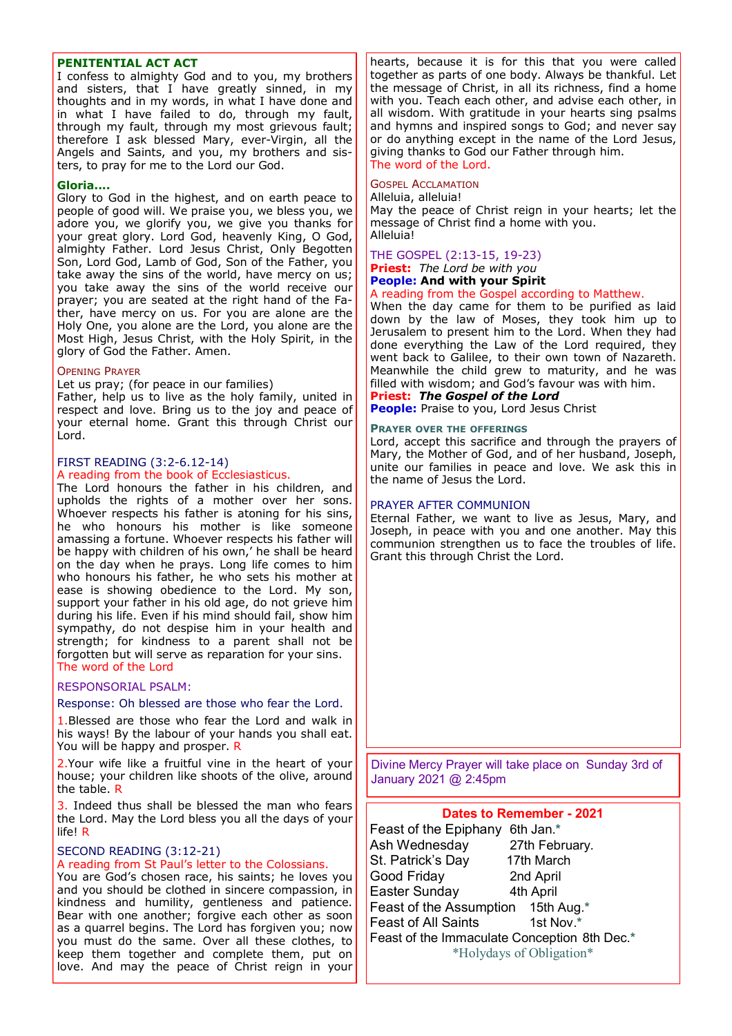### PENITENTIAL ACT ACT

I confess to almighty God and to you, my brothers and sisters, that I have greatly sinned, in my thoughts and in my words, in what I have done and in what I have failed to do, through my fault, through my fault, through my most grievous fault; therefore I ask blessed Mary, ever-Virgin, all the Angels and Saints, and you, my brothers and sisters, to pray for me to the Lord our God.

### Gloria....

Glory to God in the highest, and on earth peace to people of good will. We praise you, we bless you, we adore you, we glorify you, we give you thanks for your great glory. Lord God, heavenly King, O God, almighty Father. Lord Jesus Christ, Only Begotten Son, Lord God, Lamb of God, Son of the Father, you take away the sins of the world, have mercy on us; you take away the sins of the world receive our prayer; you are seated at the right hand of the Father, have mercy on us. For you are alone are the Holy One, you alone are the Lord, you alone are the Most High, Jesus Christ, with the Holy Spirit, in the glory of God the Father. Amen.

### Opening Prayer

Let us pray; (for peace in our families)
Father, help us to live as the holy family, united in respect and love. Bring us to the joy and peace of your eternal home. Grant this through Christ our Lord.

### FIRST READING (3:2-6.12-14)

A reading from the book of Ecclesiasticus.
The Lord honours the father in his children, and upholds the rights of a mother over her sons. Whoever respects his father is atoning for his sins, he who honours his mother is like someone amassing a fortune. Whoever respects his father will be happy with children of his own,' he shall be heard on the day when he prays. Long life comes to him who honours his father, he who sets his mother at ease is showing obedience to the Lord. My son, support your father in his old age, do not grieve him during his life. Even if his mind should fail, show him sympathy, do not despise him in your health and strength; for kindness to a parent shall not be forgotten but will serve as reparation for your sins.
The word of the Lord

### RESPONSORIAL PSALM:

Response: Oh blessed are those who fear the Lord.

1. Blessed are those who fear the Lord and walk in his ways! By the labour of your hands you shall eat. You will be happy and prosper. R

2. Your wife like a fruitful vine in the heart of your house; your children like shoots of the olive, around the table. R

3. Indeed thus shall be blessed the man who fears the Lord. May the Lord bless you all the days of your life! R

### SECOND READING (3:12-21)

A reading from St Paul's letter to the Colossians.
You are God's chosen race, his saints; he loves you and you should be clothed in sincere compassion, in kindness and humility, gentleness and patience. Bear with one another; forgive each other as soon as a quarrel begins. The Lord has forgiven you; now you must do the same. Over all these clothes, to keep them together and complete them, put on love. And may the peace of Christ reign in your hearts, because it is for this that you were called together as parts of one body. Always be thankful. Let the message of Christ, in all its richness, find a home with you. Teach each other, and advise each other, in all wisdom. With gratitude in your hearts sing psalms and hymns and inspired songs to God; and never say or do anything except in the name of the Lord Jesus, giving thanks to God our Father through him.
The word of the Lord.

### Gospel Acclamation

Alleluia, alleluia!
May the peace of Christ reign in your hearts; let the message of Christ find a home with you.
Alleluia!

### THE GOSPEL (2:13-15, 19-23)

**Priest:** *The Lord be with you*
**People: And with your Spirit**
A reading from the Gospel according to Matthew.
When the day came for them to be purified as laid down by the Law of Moses, they took him up to Jerusalem to present him to the Lord. When they had done everything the Law of the Lord required, they went back to Galilee, to their own town of Nazareth. Meanwhile the child grew to maturity, and he was filled with wisdom; and God's favour was with him.
**Priest:** ***The Gospel of the Lord***
**People:** Praise to you, Lord Jesus Christ

### Prayer over the offerings

Lord, accept this sacrifice and through the prayers of Mary, the Mother of God, and of her husband, Joseph, unite our families in peace and love. We ask this in the name of Jesus the Lord.

### PRAYER AFTER COMMUNION

Eternal Father, we want to live as Jesus, Mary, and Joseph, in peace with you and one another. May this communion strengthen us to face the troubles of life. Grant this through Christ the Lord.

Divine Mercy Prayer will take place on Sunday 3rd of January 2021 @ 2:45pm

### Dates to Remember - 2021

| | |
|---|---|
| Feast of the Epiphany | 6th Jan.* |
| Ash Wednesday | 27th February. |
| St. Patrick's Day | 17th March |
| Good Friday | 2nd April |
| Easter Sunday | 4th April |
| Feast of the Assumption | 15th Aug.* |
| Feast of All Saints | 1st Nov.* |
| Feast of the Immaculate Conception | 8th Dec.* |

*Holydays of Obligation*